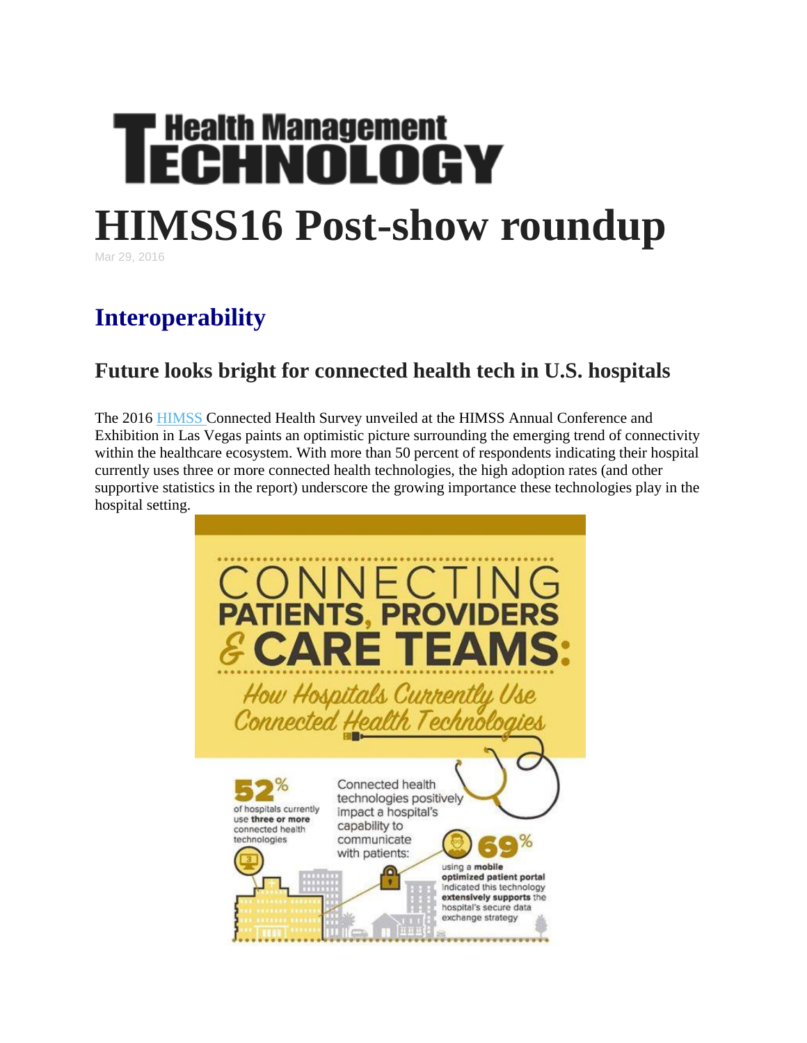# HIMSS16 Post-show roundup

Mar 29, 2016

## Interoperability

### Future looks bright for connected health tech in U.S. hospitals

The 2016 HIMSS Connected Health Survey unveiled at the HIMSS Annual Conference and Exhibition in Las Vegas paints an optimistic picture surrounding the emerging trend of connectivity within the healthcare ecosystem. With more than 50 percent of respondents indicating their hospital currently uses three or more connected health technologies, the high adoption rates (and other supportive statistics in the report) underscore the growing importance these technologies play in the hospital setting.

CONNECTING PATIENTS, PROVIDERS & CARE TEAMS: How Hospitals Currently Use Connected Health Technologies

52% of hospitals currently use **three or more** connected health technologies

Connected health technologies positively impact a hospital's capability to communicate with patients:

69% using a **mobile optimized patient portal** indicated this technology **extensively supports** the hospital's secure data exchange strategy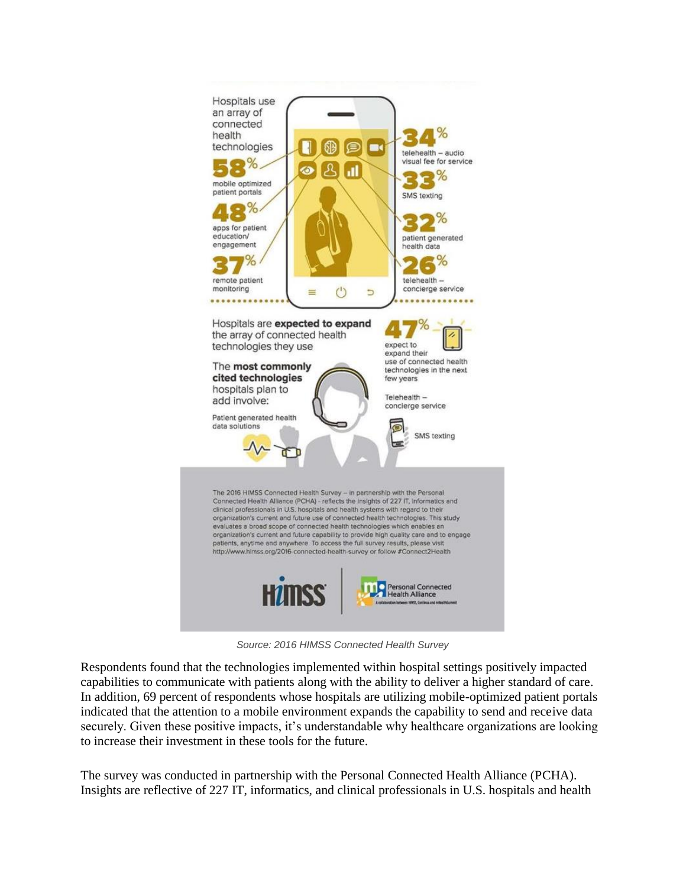Hospitals use an array of connected health technologies

**58%** mobile optimized patient portals

**48%** apps for patient education/engagement

**37%** remote patient monitoring

**34%** telehealth – audio visual fee for service

**33%** SMS texting

**32%** patient generated health data

**26%** telehealth – concierge service

Hospitals are **expected to expand** the array of connected health technologies they use

**47%** expect to expand their use of connected health technologies in the next few years

The **most commonly cited technologies** hospitals plan to add involve:

- Patient generated health data solutions
- Telehealth – concierge service
- SMS texting

The 2016 HIMSS Connected Health Survey – in partnership with the Personal Connected Health Alliance (PCHA) - reflects the insights of 227 IT, informatics and clinical professionals in U.S. hospitals and health systems with regard to their organization's current and future use of connected health technologies. This study evaluates a broad scope of connected health technologies which enables an organization's current and future capability to provide high quality care and to engage patients, anytime and anywhere. To access the full survey results, please visit http://www.himss.org/2016-connected-health-survey or follow #Connect2Health

HIMSS | Personal Connected Health Alliance

*Source: 2016 HIMSS Connected Health Survey*

Respondents found that the technologies implemented within hospital settings positively impacted capabilities to communicate with patients along with the ability to deliver a higher standard of care. In addition, 69 percent of respondents whose hospitals are utilizing mobile-optimized patient portals indicated that the attention to a mobile environment expands the capability to send and receive data securely. Given these positive impacts, it's understandable why healthcare organizations are looking to increase their investment in these tools for the future.

The survey was conducted in partnership with the Personal Connected Health Alliance (PCHA). Insights are reflective of 227 IT, informatics, and clinical professionals in U.S. hospitals and health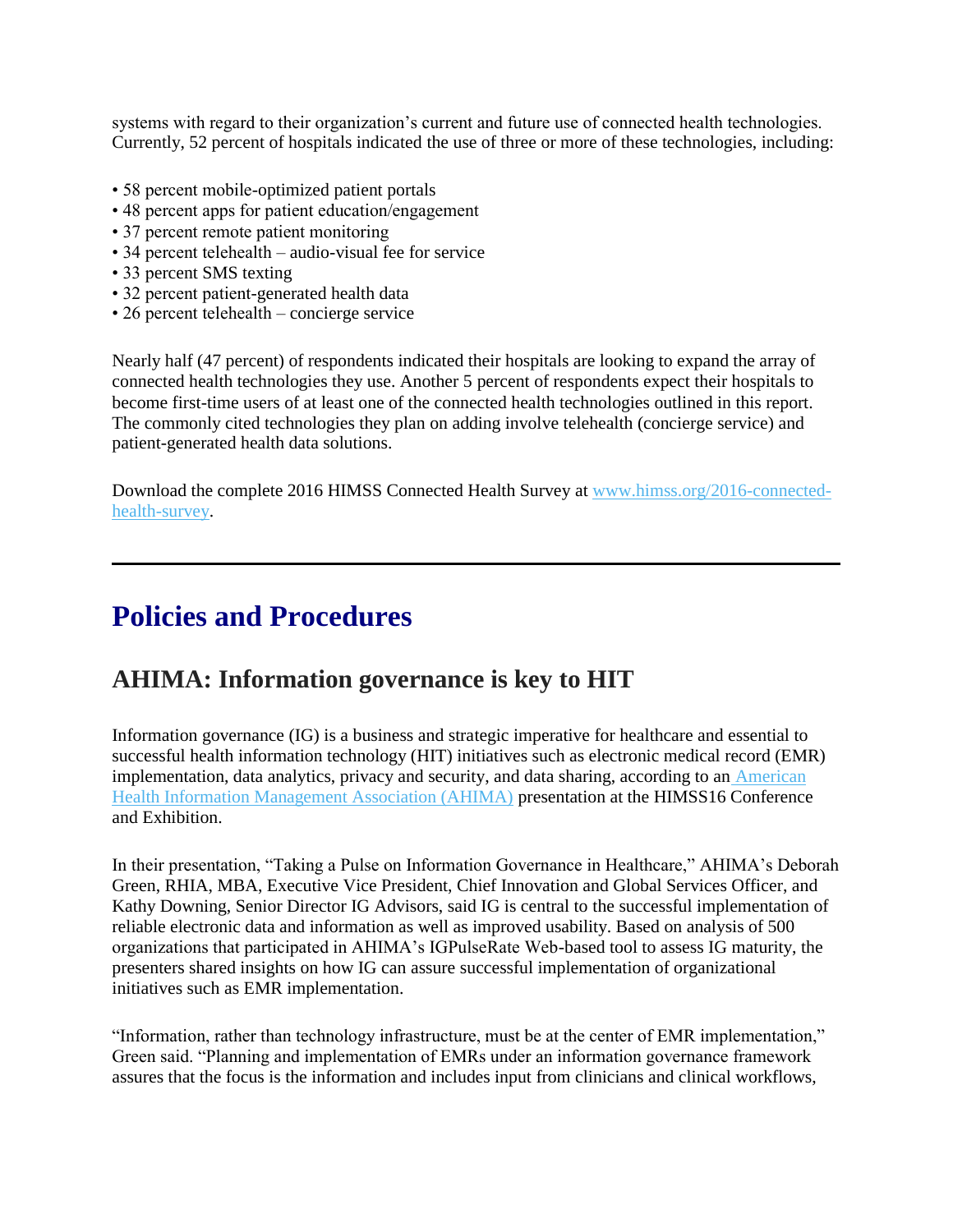systems with regard to their organization's current and future use of connected health technologies. Currently, 52 percent of hospitals indicated the use of three or more of these technologies, including:

- 58 percent mobile-optimized patient portals
- 48 percent apps for patient education/engagement
- 37 percent remote patient monitoring
- 34 percent telehealth – audio-visual fee for service
- 33 percent SMS texting
- 32 percent patient-generated health data
- 26 percent telehealth – concierge service

Nearly half (47 percent) of respondents indicated their hospitals are looking to expand the array of connected health technologies they use. Another 5 percent of respondents expect their hospitals to become first-time users of at least one of the connected health technologies outlined in this report. The commonly cited technologies they plan on adding involve telehealth (concierge service) and patient-generated health data solutions.

Download the complete 2016 HIMSS Connected Health Survey at [www.himss.org/2016-connected-health-survey](www.himss.org/2016-connected-health-survey).

---

# Policies and Procedures

## AHIMA: Information governance is key to HIT

Information governance (IG) is a business and strategic imperative for healthcare and essential to successful health information technology (HIT) initiatives such as electronic medical record (EMR) implementation, data analytics, privacy and security, and data sharing, according to an [American Health Information Management Association (AHIMA)](#) presentation at the HIMSS16 Conference and Exhibition.

In their presentation, "Taking a Pulse on Information Governance in Healthcare," AHIMA's Deborah Green, RHIA, MBA, Executive Vice President, Chief Innovation and Global Services Officer, and Kathy Downing, Senior Director IG Advisors, said IG is central to the successful implementation of reliable electronic data and information as well as improved usability. Based on analysis of 500 organizations that participated in AHIMA's IGPulseRate Web-based tool to assess IG maturity, the presenters shared insights on how IG can assure successful implementation of organizational initiatives such as EMR implementation.

"Information, rather than technology infrastructure, must be at the center of EMR implementation," Green said. "Planning and implementation of EMRs under an information governance framework assures that the focus is the information and includes input from clinicians and clinical workflows,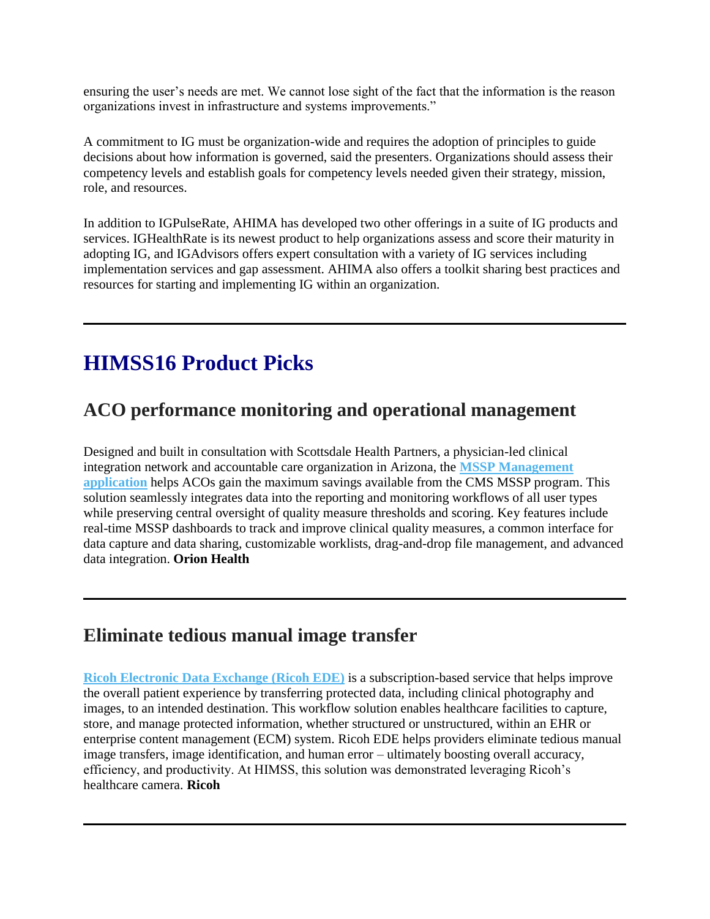ensuring the user's needs are met. We cannot lose sight of the fact that the information is the reason organizations invest in infrastructure and systems improvements."

A commitment to IG must be organization-wide and requires the adoption of principles to guide decisions about how information is governed, said the presenters. Organizations should assess their competency levels and establish goals for competency levels needed given their strategy, mission, role, and resources.

In addition to IGPulseRate, AHIMA has developed two other offerings in a suite of IG products and services. IGHealthRate is its newest product to help organizations assess and score their maturity in adopting IG, and IGAdvisors offers expert consultation with a variety of IG services including implementation services and gap assessment. AHIMA also offers a toolkit sharing best practices and resources for starting and implementing IG within an organization.

---

# HIMSS16 Product Picks

## ACO performance monitoring and operational management

Designed and built in consultation with Scottsdale Health Partners, a physician-led clinical integration network and accountable care organization in Arizona, the **MSSP Management application** helps ACOs gain the maximum savings available from the CMS MSSP program. This solution seamlessly integrates data into the reporting and monitoring workflows of all user types while preserving central oversight of quality measure thresholds and scoring. Key features include real-time MSSP dashboards to track and improve clinical quality measures, a common interface for data capture and data sharing, customizable worklists, drag-and-drop file management, and advanced data integration. **Orion Health**

---

## Eliminate tedious manual image transfer

**Ricoh Electronic Data Exchange (Ricoh EDE)** is a subscription-based service that helps improve the overall patient experience by transferring protected data, including clinical photography and images, to an intended destination. This workflow solution enables healthcare facilities to capture, store, and manage protected information, whether structured or unstructured, within an EHR or enterprise content management (ECM) system. Ricoh EDE helps providers eliminate tedious manual image transfers, image identification, and human error – ultimately boosting overall accuracy, efficiency, and productivity. At HIMSS, this solution was demonstrated leveraging Ricoh's healthcare camera. **Ricoh**

---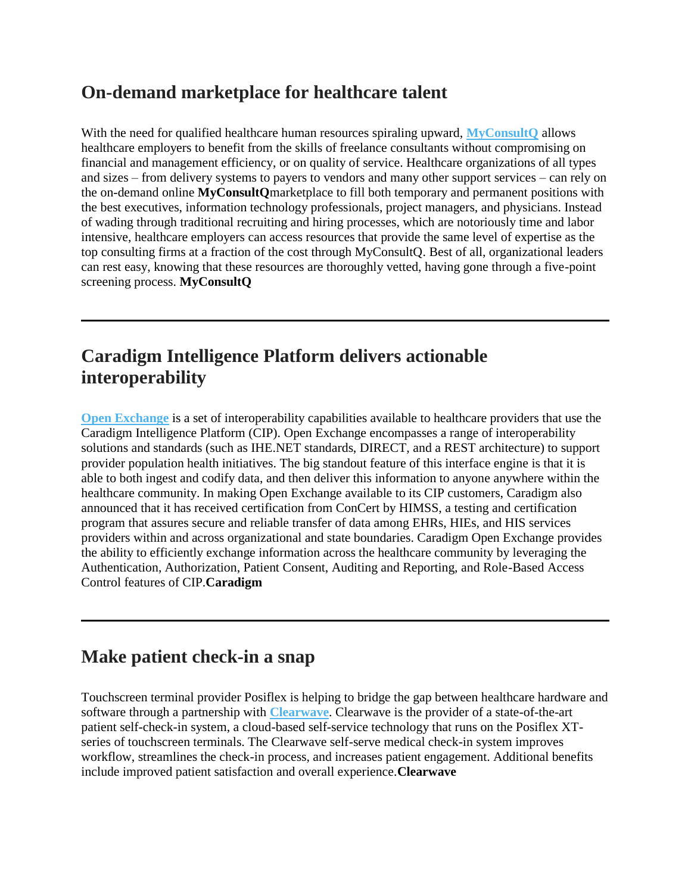## On-demand marketplace for healthcare talent

With the need for qualified healthcare human resources spiraling upward, **MyConsultQ** allows healthcare employers to benefit from the skills of freelance consultants without compromising on financial and management efficiency, or on quality of service. Healthcare organizations of all types and sizes – from delivery systems to payers to vendors and many other support services – can rely on the on-demand online **MyConsultQ**marketplace to fill both temporary and permanent positions with the best executives, information technology professionals, project managers, and physicians. Instead of wading through traditional recruiting and hiring processes, which are notoriously time and labor intensive, healthcare employers can access resources that provide the same level of expertise as the top consulting firms at a fraction of the cost through MyConsultQ. Best of all, organizational leaders can rest easy, knowing that these resources are thoroughly vetted, having gone through a five-point screening process. **MyConsultQ**

---

## Caradigm Intelligence Platform delivers actionable interoperability

**Open Exchange** is a set of interoperability capabilities available to healthcare providers that use the Caradigm Intelligence Platform (CIP). Open Exchange encompasses a range of interoperability solutions and standards (such as IHE.NET standards, DIRECT, and a REST architecture) to support provider population health initiatives. The big standout feature of this interface engine is that it is able to both ingest and codify data, and then deliver this information to anyone anywhere within the healthcare community. In making Open Exchange available to its CIP customers, Caradigm also announced that it has received certification from ConCert by HIMSS, a testing and certification program that assures secure and reliable transfer of data among EHRs, HIEs, and HIS services providers within and across organizational and state boundaries. Caradigm Open Exchange provides the ability to efficiently exchange information across the healthcare community by leveraging the Authentication, Authorization, Patient Consent, Auditing and Reporting, and Role-Based Access Control features of CIP.**Caradigm**

---

## Make patient check-in a snap

Touchscreen terminal provider Posiflex is helping to bridge the gap between healthcare hardware and software through a partnership with **Clearwave**. Clearwave is the provider of a state-of-the-art patient self-check-in system, a cloud-based self-service technology that runs on the Posiflex XT-series of touchscreen terminals. The Clearwave self-serve medical check-in system improves workflow, streamlines the check-in process, and increases patient engagement. Additional benefits include improved patient satisfaction and overall experience.**Clearwave**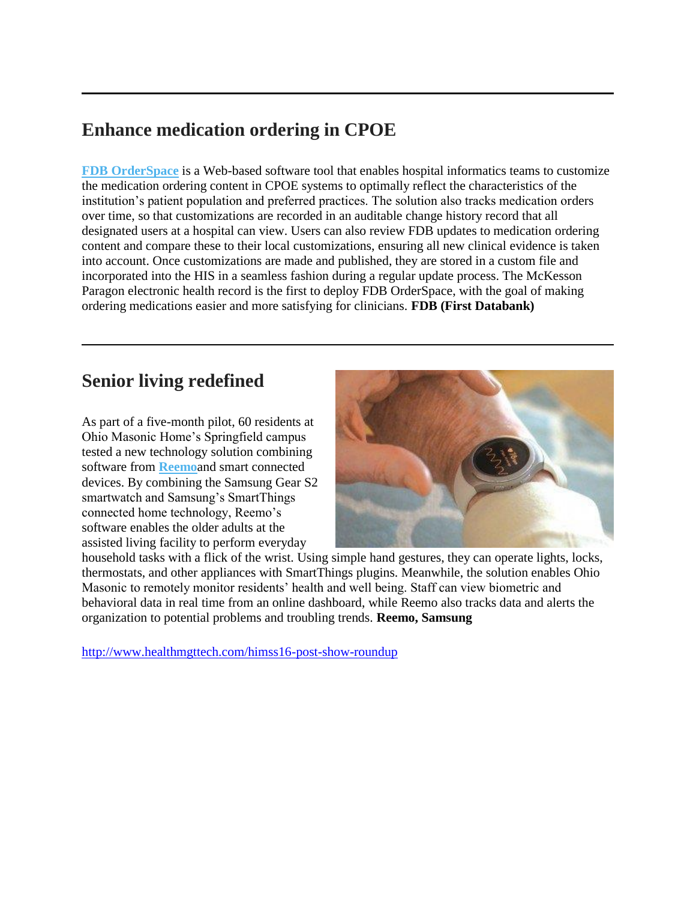## Enhance medication ordering in CPOE

**FDB OrderSpace** is a Web-based software tool that enables hospital informatics teams to customize the medication ordering content in CPOE systems to optimally reflect the characteristics of the institution's patient population and preferred practices. The solution also tracks medication orders over time, so that customizations are recorded in an auditable change history record that all designated users at a hospital can view. Users can also review FDB updates to medication ordering content and compare these to their local customizations, ensuring all new clinical evidence is taken into account. Once customizations are made and published, they are stored in a custom file and incorporated into the HIS in a seamless fashion during a regular update process. The McKesson Paragon electronic health record is the first to deploy FDB OrderSpace, with the goal of making ordering medications easier and more satisfying for clinicians. **FDB (First Databank)**

---

## Senior living redefined

As part of a five-month pilot, 60 residents at Ohio Masonic Home's Springfield campus tested a new technology solution combining software from **Reemo**and smart connected devices. By combining the Samsung Gear S2 smartwatch and Samsung's SmartThings connected home technology, Reemo's software enables the older adults at the assisted living facility to perform everyday household tasks with a flick of the wrist. Using simple hand gestures, they can operate lights, locks, thermostats, and other appliances with SmartThings plugins. Meanwhile, the solution enables Ohio Masonic to remotely monitor residents' health and well being. Staff can view biometric and behavioral data in real time from an online dashboard, while Reemo also tracks data and alerts the organization to potential problems and troubling trends. **Reemo, Samsung**

http://www.healthmgttech.com/himss16-post-show-roundup